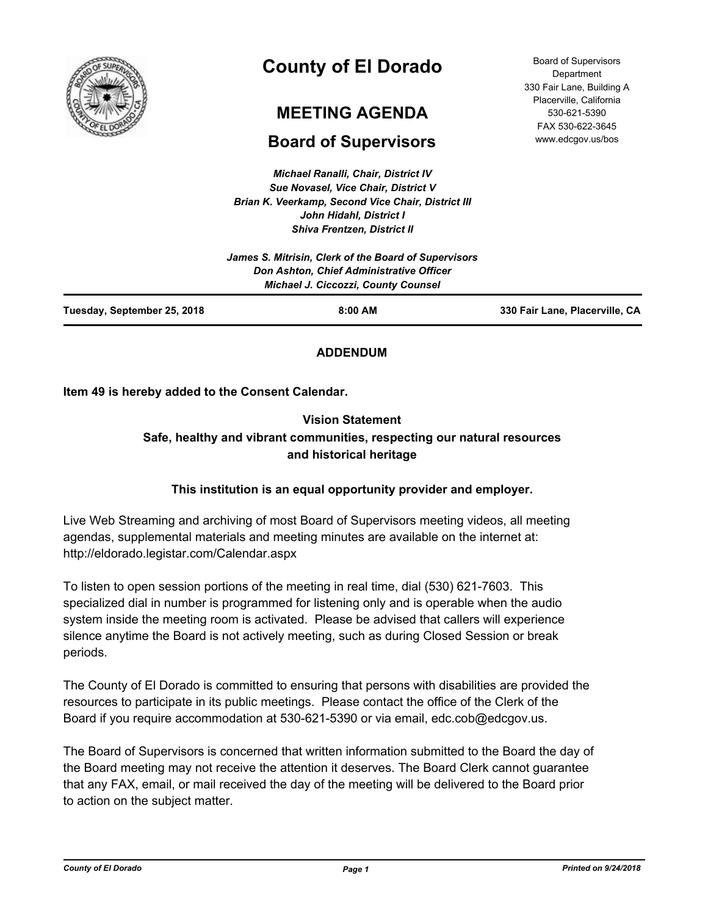# County of El Dorado

## MEETING AGENDA

## Board of Supervisors

Board of Supervisors Department
330 Fair Lane, Building A
Placerville, California
530-621-5390
FAX 530-622-3645
www.edcgov.us/bos

*Michael Ranalli, Chair, District IV*
*Sue Novasel, Vice Chair, District V*
*Brian K. Veerkamp, Second Vice Chair, District III*
*John Hidahl, District I*
*Shiva Frentzen, District II*

*James S. Mitrisin, Clerk of the Board of Supervisors*
*Don Ashton, Chief Administrative Officer*
*Michael J. Ciccozzi, County Counsel*

**Tuesday, September 25, 2018** **8:00 AM** **330 Fair Lane, Placerville, CA**

**ADDENDUM**

**Item 49 is hereby added to the Consent Calendar.**

**Vision Statement**
**Safe, healthy and vibrant communities, respecting our natural resources and historical heritage**

**This institution is an equal opportunity provider and employer.**

Live Web Streaming and archiving of most Board of Supervisors meeting videos, all meeting agendas, supplemental materials and meeting minutes are available on the internet at: http://eldorado.legistar.com/Calendar.aspx

To listen to open session portions of the meeting in real time, dial (530) 621-7603. This specialized dial in number is programmed for listening only and is operable when the audio system inside the meeting room is activated. Please be advised that callers will experience silence anytime the Board is not actively meeting, such as during Closed Session or break periods.

The County of El Dorado is committed to ensuring that persons with disabilities are provided the resources to participate in its public meetings. Please contact the office of the Clerk of the Board if you require accommodation at 530-621-5390 or via email, edc.cob@edcgov.us.

The Board of Supervisors is concerned that written information submitted to the Board the day of the Board meeting may not receive the attention it deserves. The Board Clerk cannot guarantee that any FAX, email, or mail received the day of the meeting will be delivered to the Board prior to action on the subject matter.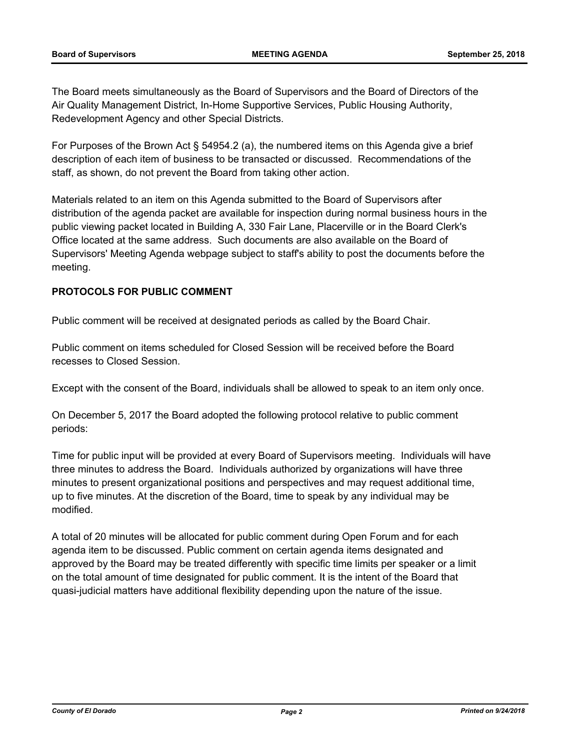The Board meets simultaneously as the Board of Supervisors and the Board of Directors of the Air Quality Management District, In-Home Supportive Services, Public Housing Authority, Redevelopment Agency and other Special Districts.

For Purposes of the Brown Act § 54954.2 (a), the numbered items on this Agenda give a brief description of each item of business to be transacted or discussed. Recommendations of the staff, as shown, do not prevent the Board from taking other action.

Materials related to an item on this Agenda submitted to the Board of Supervisors after distribution of the agenda packet are available for inspection during normal business hours in the public viewing packet located in Building A, 330 Fair Lane, Placerville or in the Board Clerk's Office located at the same address. Such documents are also available on the Board of Supervisors' Meeting Agenda webpage subject to staff's ability to post the documents before the meeting.

**PROTOCOLS FOR PUBLIC COMMENT**

Public comment will be received at designated periods as called by the Board Chair.

Public comment on items scheduled for Closed Session will be received before the Board recesses to Closed Session.

Except with the consent of the Board, individuals shall be allowed to speak to an item only once.

On December 5, 2017 the Board adopted the following protocol relative to public comment periods:

Time for public input will be provided at every Board of Supervisors meeting. Individuals will have three minutes to address the Board. Individuals authorized by organizations will have three minutes to present organizational positions and perspectives and may request additional time, up to five minutes. At the discretion of the Board, time to speak by any individual may be modified.

A total of 20 minutes will be allocated for public comment during Open Forum and for each agenda item to be discussed. Public comment on certain agenda items designated and approved by the Board may be treated differently with specific time limits per speaker or a limit on the total amount of time designated for public comment. It is the intent of the Board that quasi-judicial matters have additional flexibility depending upon the nature of the issue.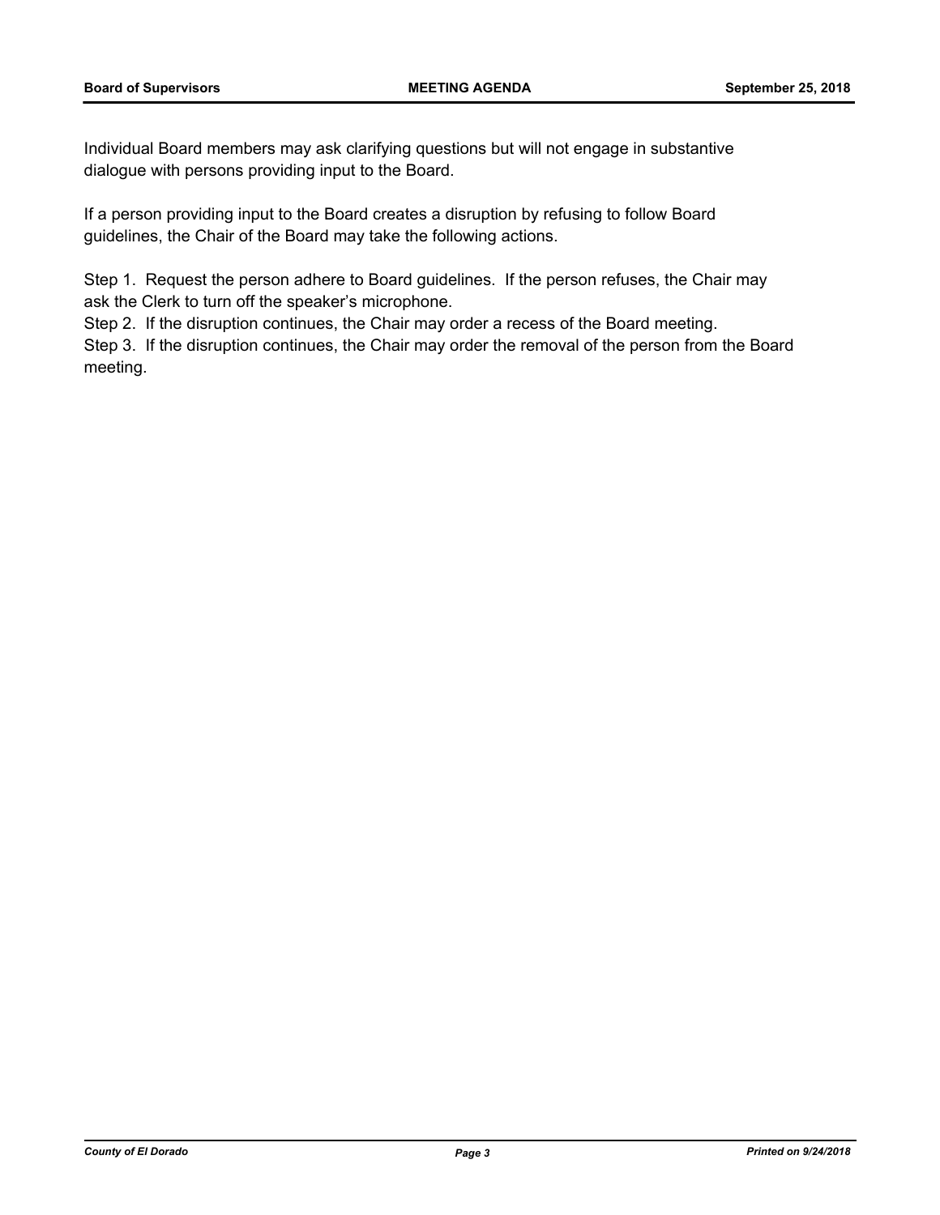Individual Board members may ask clarifying questions but will not engage in substantive dialogue with persons providing input to the Board.

If a person providing input to the Board creates a disruption by refusing to follow Board guidelines, the Chair of the Board may take the following actions.

Step 1. Request the person adhere to Board guidelines. If the person refuses, the Chair may ask the Clerk to turn off the speaker's microphone.
Step 2. If the disruption continues, the Chair may order a recess of the Board meeting.
Step 3. If the disruption continues, the Chair may order the removal of the person from the Board meeting.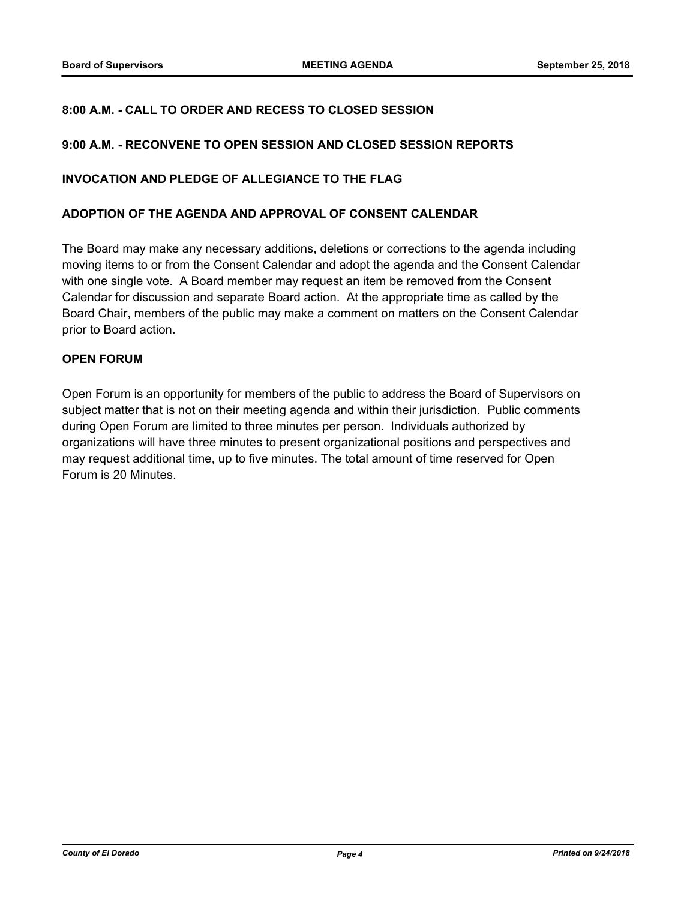**8:00 A.M. - CALL TO ORDER AND RECESS TO CLOSED SESSION**

**9:00 A.M. - RECONVENE TO OPEN SESSION AND CLOSED SESSION REPORTS**

**INVOCATION AND PLEDGE OF ALLEGIANCE TO THE FLAG**

**ADOPTION OF THE AGENDA AND APPROVAL OF CONSENT CALENDAR**

The Board may make any necessary additions, deletions or corrections to the agenda including moving items to or from the Consent Calendar and adopt the agenda and the Consent Calendar with one single vote. A Board member may request an item be removed from the Consent Calendar for discussion and separate Board action. At the appropriate time as called by the Board Chair, members of the public may make a comment on matters on the Consent Calendar prior to Board action.

**OPEN FORUM**

Open Forum is an opportunity for members of the public to address the Board of Supervisors on subject matter that is not on their meeting agenda and within their jurisdiction. Public comments during Open Forum are limited to three minutes per person. Individuals authorized by organizations will have three minutes to present organizational positions and perspectives and may request additional time, up to five minutes. The total amount of time reserved for Open Forum is 20 Minutes.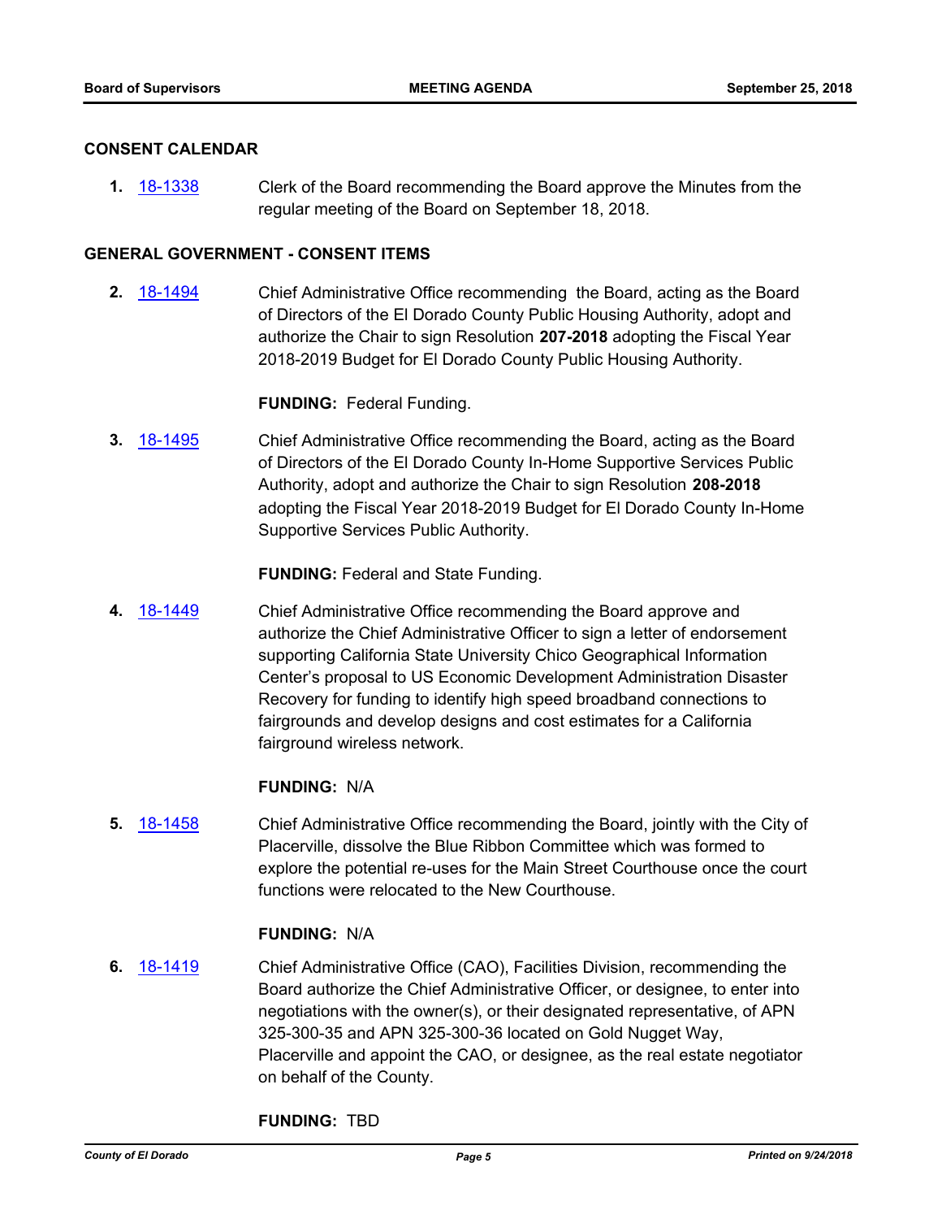## CONSENT CALENDAR

**1.** 18-1338 Clerk of the Board recommending the Board approve the Minutes from the regular meeting of the Board on September 18, 2018.

## GENERAL GOVERNMENT - CONSENT ITEMS

**2.** 18-1494 Chief Administrative Office recommending the Board, acting as the Board of Directors of the El Dorado County Public Housing Authority, adopt and authorize the Chair to sign Resolution **207-2018** adopting the Fiscal Year 2018-2019 Budget for El Dorado County Public Housing Authority.

**FUNDING:** Federal Funding.

**3.** 18-1495 Chief Administrative Office recommending the Board, acting as the Board of Directors of the El Dorado County In-Home Supportive Services Public Authority, adopt and authorize the Chair to sign Resolution **208-2018** adopting the Fiscal Year 2018-2019 Budget for El Dorado County In-Home Supportive Services Public Authority.

**FUNDING:** Federal and State Funding.

**4.** 18-1449 Chief Administrative Office recommending the Board approve and authorize the Chief Administrative Officer to sign a letter of endorsement supporting California State University Chico Geographical Information Center's proposal to US Economic Development Administration Disaster Recovery for funding to identify high speed broadband connections to fairgrounds and develop designs and cost estimates for a California fairground wireless network.

**FUNDING:** N/A

**5.** 18-1458 Chief Administrative Office recommending the Board, jointly with the City of Placerville, dissolve the Blue Ribbon Committee which was formed to explore the potential re-uses for the Main Street Courthouse once the court functions were relocated to the New Courthouse.

**FUNDING:** N/A

**6.** 18-1419 Chief Administrative Office (CAO), Facilities Division, recommending the Board authorize the Chief Administrative Officer, or designee, to enter into negotiations with the owner(s), or their designated representative, of APN 325-300-35 and APN 325-300-36 located on Gold Nugget Way, Placerville and appoint the CAO, or designee, as the real estate negotiator on behalf of the County.

**FUNDING:** TBD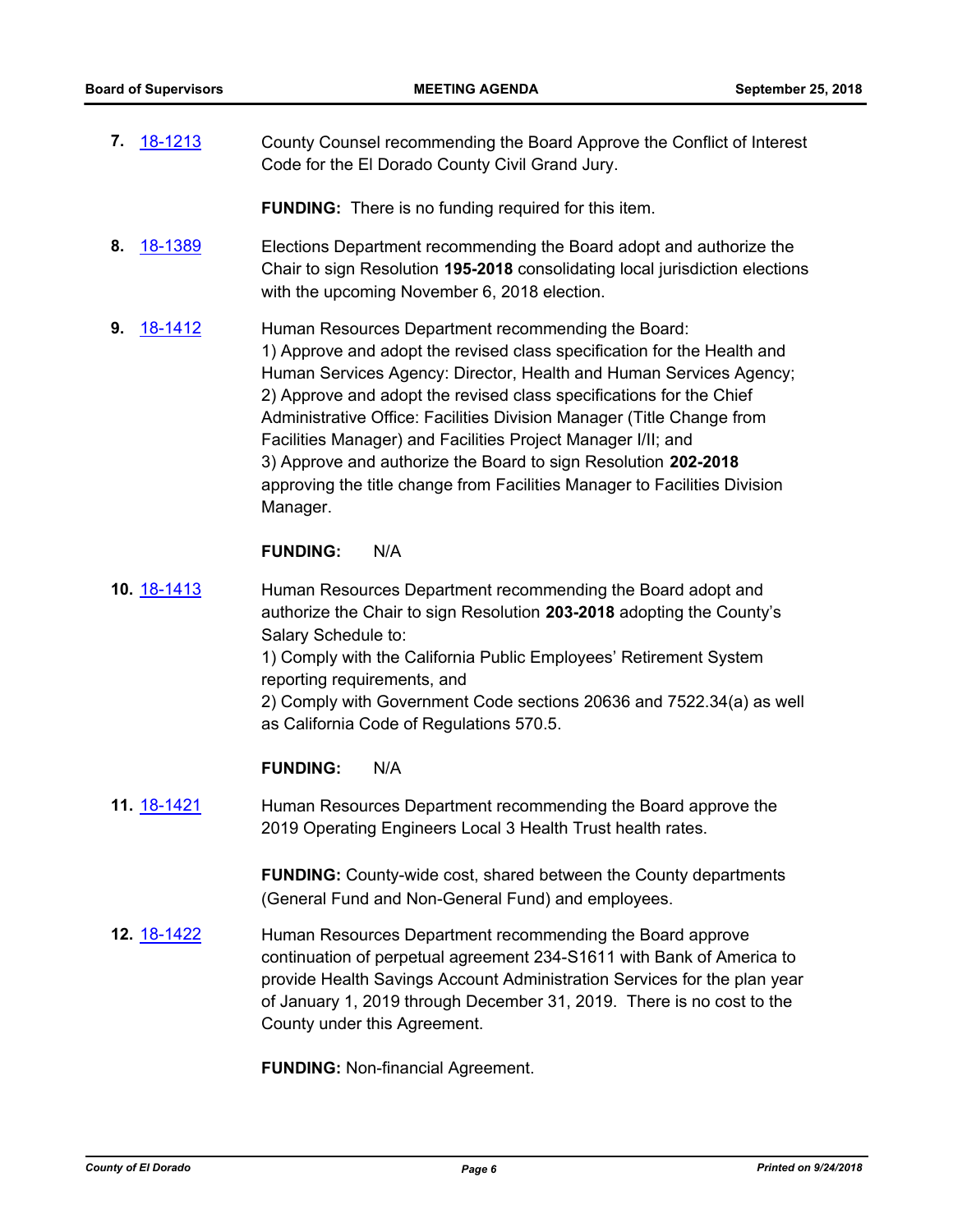**7.** 18-1213 County Counsel recommending the Board Approve the Conflict of Interest Code for the El Dorado County Civil Grand Jury.

**FUNDING:** There is no funding required for this item.

**8.** 18-1389 Elections Department recommending the Board adopt and authorize the Chair to sign Resolution **195-2018** consolidating local jurisdiction elections with the upcoming November 6, 2018 election.

**9.** 18-1412 Human Resources Department recommending the Board:
1) Approve and adopt the revised class specification for the Health and Human Services Agency: Director, Health and Human Services Agency;
2) Approve and adopt the revised class specifications for the Chief Administrative Office: Facilities Division Manager (Title Change from Facilities Manager) and Facilities Project Manager I/II; and
3) Approve and authorize the Board to sign Resolution **202-2018** approving the title change from Facilities Manager to Facilities Division Manager.

**FUNDING:** N/A

**10.** 18-1413 Human Resources Department recommending the Board adopt and authorize the Chair to sign Resolution **203-2018** adopting the County's Salary Schedule to:
1) Comply with the California Public Employees' Retirement System reporting requirements, and
2) Comply with Government Code sections 20636 and 7522.34(a) as well as California Code of Regulations 570.5.

**FUNDING:** N/A

**11.** 18-1421 Human Resources Department recommending the Board approve the 2019 Operating Engineers Local 3 Health Trust health rates.

**FUNDING:** County-wide cost, shared between the County departments (General Fund and Non-General Fund) and employees.

**12.** 18-1422 Human Resources Department recommending the Board approve continuation of perpetual agreement 234-S1611 with Bank of America to provide Health Savings Account Administration Services for the plan year of January 1, 2019 through December 31, 2019. There is no cost to the County under this Agreement.

**FUNDING:** Non-financial Agreement.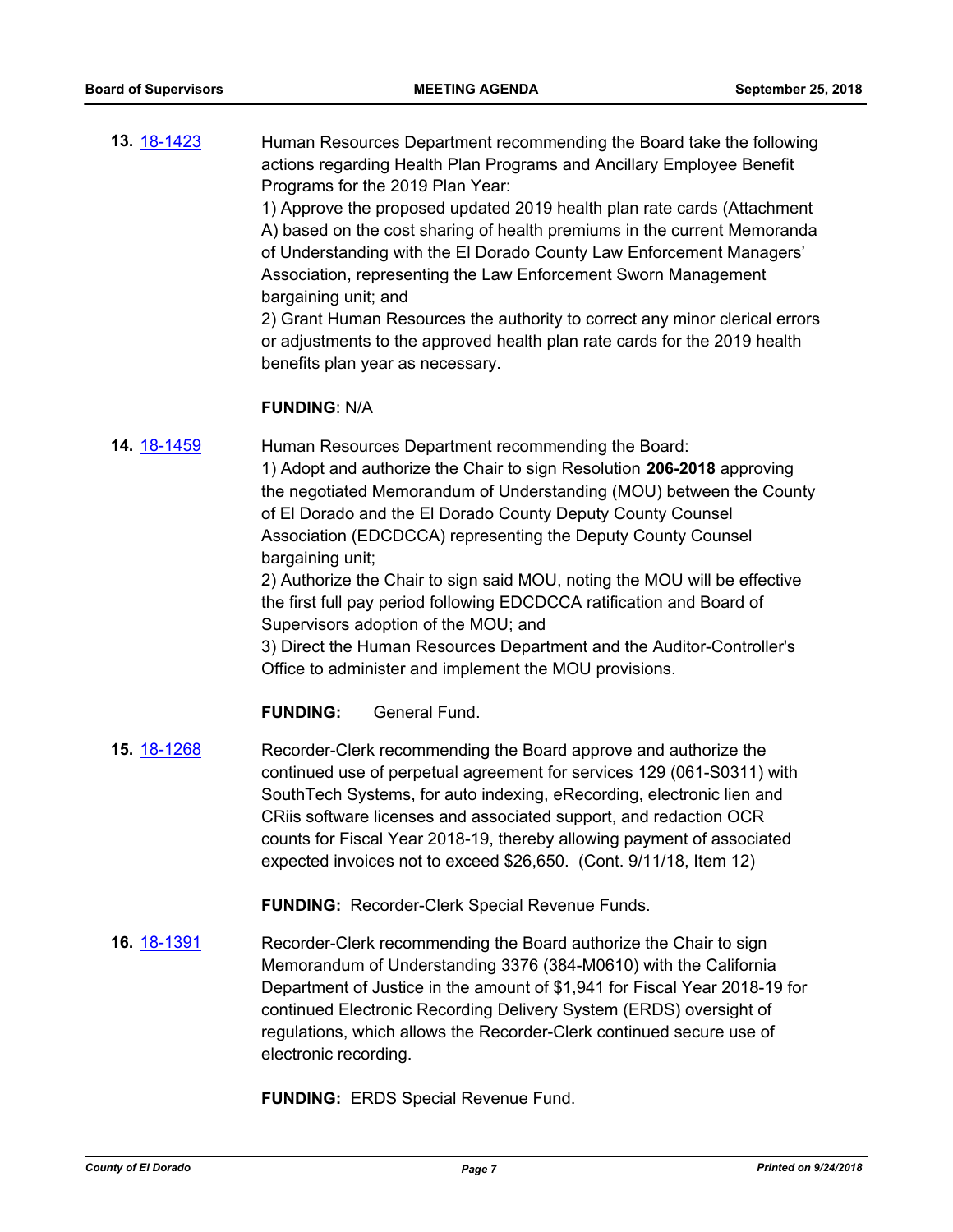**13.** 18-1423 Human Resources Department recommending the Board take the following actions regarding Health Plan Programs and Ancillary Employee Benefit Programs for the 2019 Plan Year:

1) Approve the proposed updated 2019 health plan rate cards (Attachment A) based on the cost sharing of health premiums in the current Memoranda of Understanding with the El Dorado County Law Enforcement Managers' Association, representing the Law Enforcement Sworn Management bargaining unit; and

2) Grant Human Resources the authority to correct any minor clerical errors or adjustments to the approved health plan rate cards for the 2019 health benefits plan year as necessary.

**FUNDING**: N/A

**14.** 18-1459 Human Resources Department recommending the Board:

1) Adopt and authorize the Chair to sign Resolution **206-2018** approving the negotiated Memorandum of Understanding (MOU) between the County of El Dorado and the El Dorado County Deputy County Counsel Association (EDCDCCA) representing the Deputy County Counsel bargaining unit;

2) Authorize the Chair to sign said MOU, noting the MOU will be effective the first full pay period following EDCDCCA ratification and Board of Supervisors adoption of the MOU; and

3) Direct the Human Resources Department and the Auditor-Controller's Office to administer and implement the MOU provisions.

**FUNDING:** General Fund.

**15.** 18-1268 Recorder-Clerk recommending the Board approve and authorize the continued use of perpetual agreement for services 129 (061-S0311) with SouthTech Systems, for auto indexing, eRecording, electronic lien and CRiis software licenses and associated support, and redaction OCR counts for Fiscal Year 2018-19, thereby allowing payment of associated expected invoices not to exceed $26,650. (Cont. 9/11/18, Item 12)

**FUNDING:** Recorder-Clerk Special Revenue Funds.

**16.** 18-1391 Recorder-Clerk recommending the Board authorize the Chair to sign Memorandum of Understanding 3376 (384-M0610) with the California Department of Justice in the amount of $1,941 for Fiscal Year 2018-19 for continued Electronic Recording Delivery System (ERDS) oversight of regulations, which allows the Recorder-Clerk continued secure use of electronic recording.

**FUNDING:** ERDS Special Revenue Fund.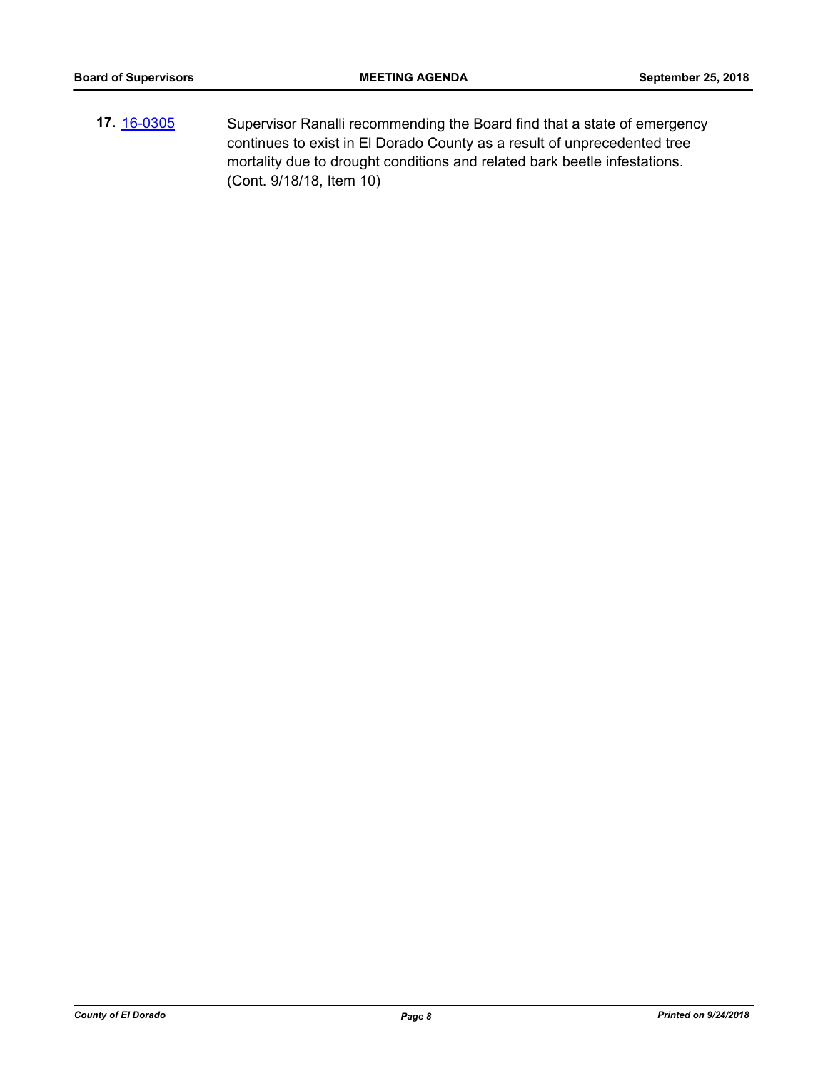**17.** 16-0305 Supervisor Ranalli recommending the Board find that a state of emergency continues to exist in El Dorado County as a result of unprecedented tree mortality due to drought conditions and related bark beetle infestations. (Cont. 9/18/18, Item 10)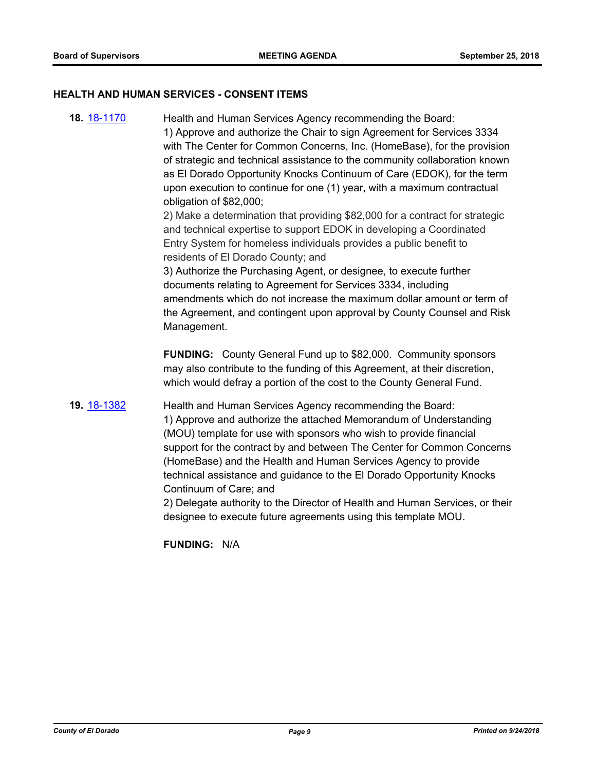## HEALTH AND HUMAN SERVICES - CONSENT ITEMS

**18.** [18-1170](18-1170)

Health and Human Services Agency recommending the Board:
1) Approve and authorize the Chair to sign Agreement for Services 3334 with The Center for Common Concerns, Inc. (HomeBase), for the provision of strategic and technical assistance to the community collaboration known as El Dorado Opportunity Knocks Continuum of Care (EDOK), for the term upon execution to continue for one (1) year, with a maximum contractual obligation of $82,000;
2) Make a determination that providing $82,000 for a contract for strategic and technical expertise to support EDOK in developing a Coordinated Entry System for homeless individuals provides a public benefit to residents of El Dorado County; and
3) Authorize the Purchasing Agent, or designee, to execute further documents relating to Agreement for Services 3334, including amendments which do not increase the maximum dollar amount or term of the Agreement, and contingent upon approval by County Counsel and Risk Management.

**FUNDING:** County General Fund up to $82,000. Community sponsors may also contribute to the funding of this Agreement, at their discretion, which would defray a portion of the cost to the County General Fund.

**19.** [18-1382](18-1382)

Health and Human Services Agency recommending the Board:
1) Approve and authorize the attached Memorandum of Understanding (MOU) template for use with sponsors who wish to provide financial support for the contract by and between The Center for Common Concerns (HomeBase) and the Health and Human Services Agency to provide technical assistance and guidance to the El Dorado Opportunity Knocks Continuum of Care; and
2) Delegate authority to the Director of Health and Human Services, or their designee to execute future agreements using this template MOU.

**FUNDING:** N/A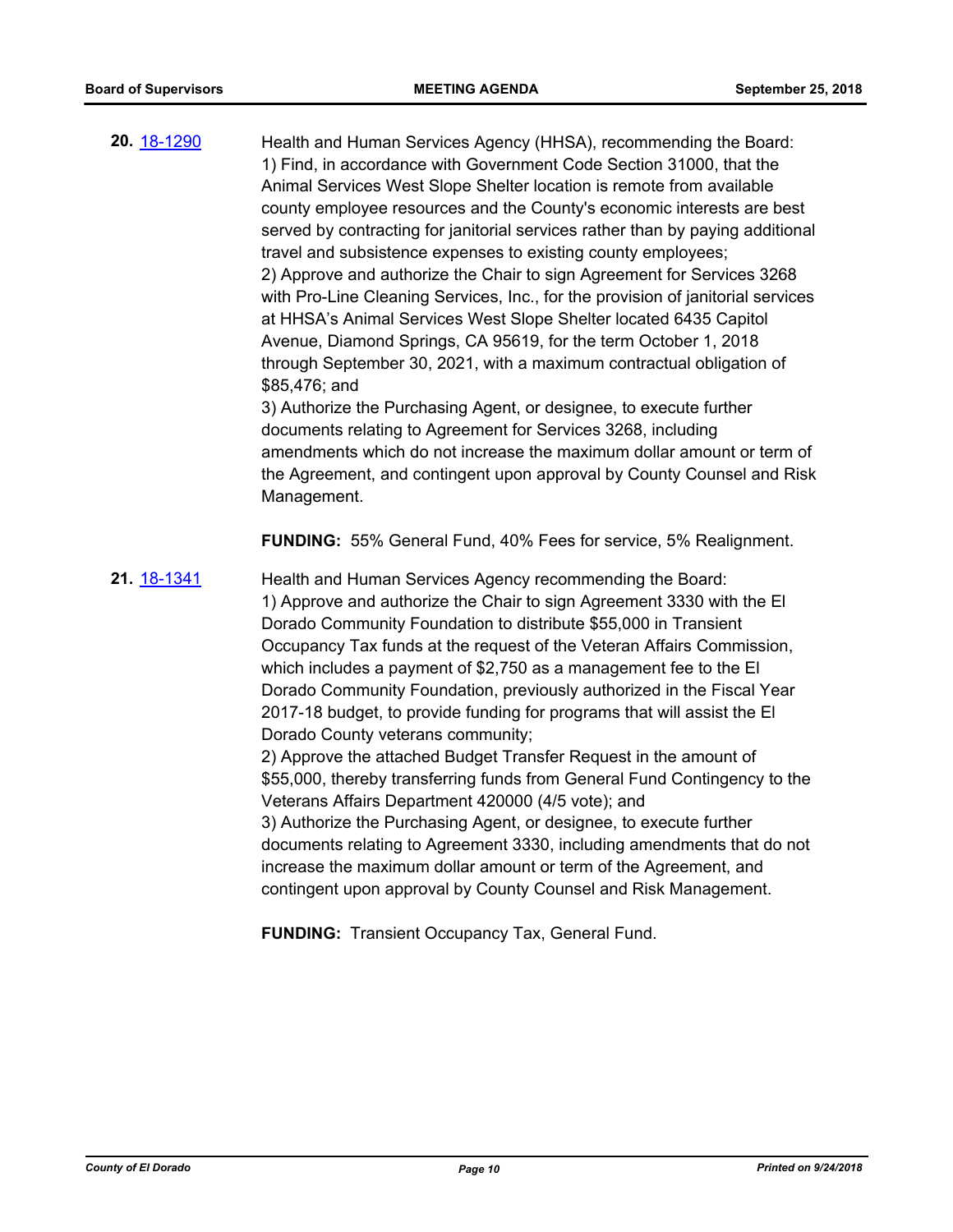**20.** 18-1290

Health and Human Services Agency (HHSA), recommending the Board:
1) Find, in accordance with Government Code Section 31000, that the Animal Services West Slope Shelter location is remote from available county employee resources and the County's economic interests are best served by contracting for janitorial services rather than by paying additional travel and subsistence expenses to existing county employees;
2) Approve and authorize the Chair to sign Agreement for Services 3268 with Pro-Line Cleaning Services, Inc., for the provision of janitorial services at HHSA's Animal Services West Slope Shelter located 6435 Capitol Avenue, Diamond Springs, CA 95619, for the term October 1, 2018 through September 30, 2021, with a maximum contractual obligation of $85,476; and
3) Authorize the Purchasing Agent, or designee, to execute further documents relating to Agreement for Services 3268, including amendments which do not increase the maximum dollar amount or term of the Agreement, and contingent upon approval by County Counsel and Risk Management.

**FUNDING:** 55% General Fund, 40% Fees for service, 5% Realignment.

**21.** 18-1341

Health and Human Services Agency recommending the Board:
1) Approve and authorize the Chair to sign Agreement 3330 with the El Dorado Community Foundation to distribute $55,000 in Transient Occupancy Tax funds at the request of the Veteran Affairs Commission, which includes a payment of $2,750 as a management fee to the El Dorado Community Foundation, previously authorized in the Fiscal Year 2017-18 budget, to provide funding for programs that will assist the El Dorado County veterans community;
2) Approve the attached Budget Transfer Request in the amount of $55,000, thereby transferring funds from General Fund Contingency to the Veterans Affairs Department 420000 (4/5 vote); and
3) Authorize the Purchasing Agent, or designee, to execute further documents relating to Agreement 3330, including amendments that do not increase the maximum dollar amount or term of the Agreement, and contingent upon approval by County Counsel and Risk Management.

**FUNDING:** Transient Occupancy Tax, General Fund.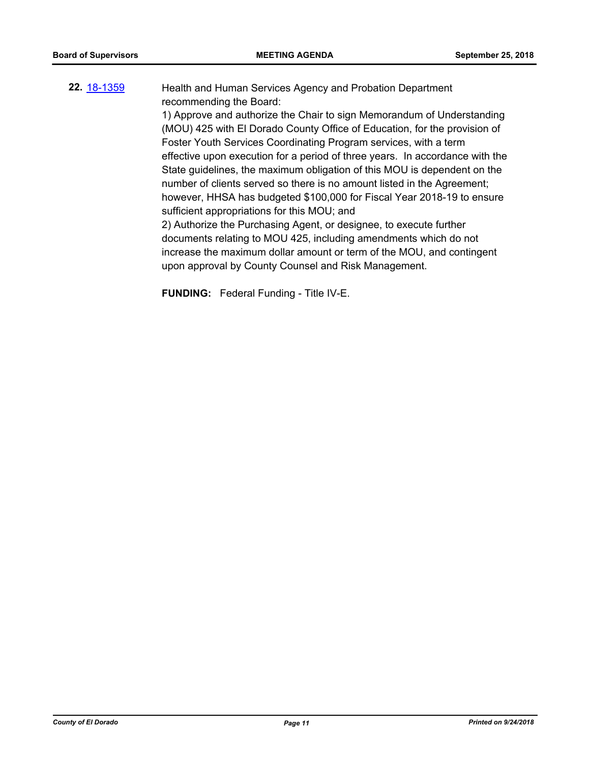**22.** [18-1359](18-1359)

Health and Human Services Agency and Probation Department recommending the Board:

1) Approve and authorize the Chair to sign Memorandum of Understanding (MOU) 425 with El Dorado County Office of Education, for the provision of Foster Youth Services Coordinating Program services, with a term effective upon execution for a period of three years. In accordance with the State guidelines, the maximum obligation of this MOU is dependent on the number of clients served so there is no amount listed in the Agreement; however, HHSA has budgeted $100,000 for Fiscal Year 2018-19 to ensure sufficient appropriations for this MOU; and

2) Authorize the Purchasing Agent, or designee, to execute further documents relating to MOU 425, including amendments which do not increase the maximum dollar amount or term of the MOU, and contingent upon approval by County Counsel and Risk Management.

**FUNDING:** Federal Funding - Title IV-E.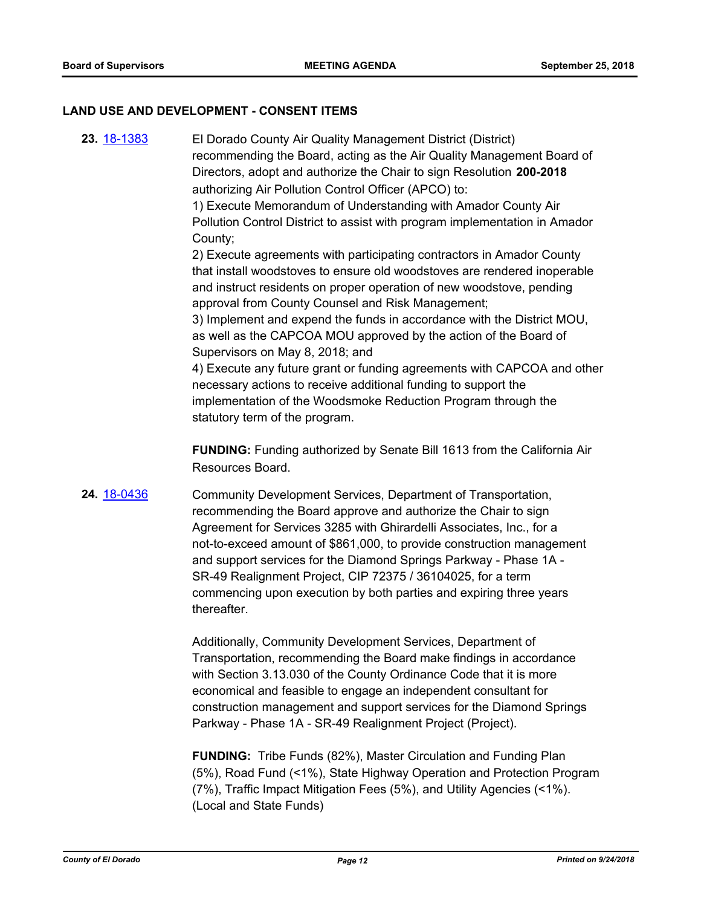## LAND USE AND DEVELOPMENT - CONSENT ITEMS

**23.** 18-1383

El Dorado County Air Quality Management District (District) recommending the Board, acting as the Air Quality Management Board of Directors, adopt and authorize the Chair to sign Resolution **200-2018** authorizing Air Pollution Control Officer (APCO) to:

1) Execute Memorandum of Understanding with Amador County Air Pollution Control District to assist with program implementation in Amador County;

2) Execute agreements with participating contractors in Amador County that install woodstoves to ensure old woodstoves are rendered inoperable and instruct residents on proper operation of new woodstove, pending approval from County Counsel and Risk Management;

3) Implement and expend the funds in accordance with the District MOU, as well as the CAPCOA MOU approved by the action of the Board of Supervisors on May 8, 2018; and

4) Execute any future grant or funding agreements with CAPCOA and other necessary actions to receive additional funding to support the implementation of the Woodsmoke Reduction Program through the statutory term of the program.

**FUNDING:** Funding authorized by Senate Bill 1613 from the California Air Resources Board.

**24.** 18-0436

Community Development Services, Department of Transportation, recommending the Board approve and authorize the Chair to sign Agreement for Services 3285 with Ghirardelli Associates, Inc., for a not-to-exceed amount of $861,000, to provide construction management and support services for the Diamond Springs Parkway - Phase 1A - SR-49 Realignment Project, CIP 72375 / 36104025, for a term commencing upon execution by both parties and expiring three years thereafter.

Additionally, Community Development Services, Department of Transportation, recommending the Board make findings in accordance with Section 3.13.030 of the County Ordinance Code that it is more economical and feasible to engage an independent consultant for construction management and support services for the Diamond Springs Parkway - Phase 1A - SR-49 Realignment Project (Project).

**FUNDING:** Tribe Funds (82%), Master Circulation and Funding Plan (5%), Road Fund (<1%), State Highway Operation and Protection Program (7%), Traffic Impact Mitigation Fees (5%), and Utility Agencies (<1%). (Local and State Funds)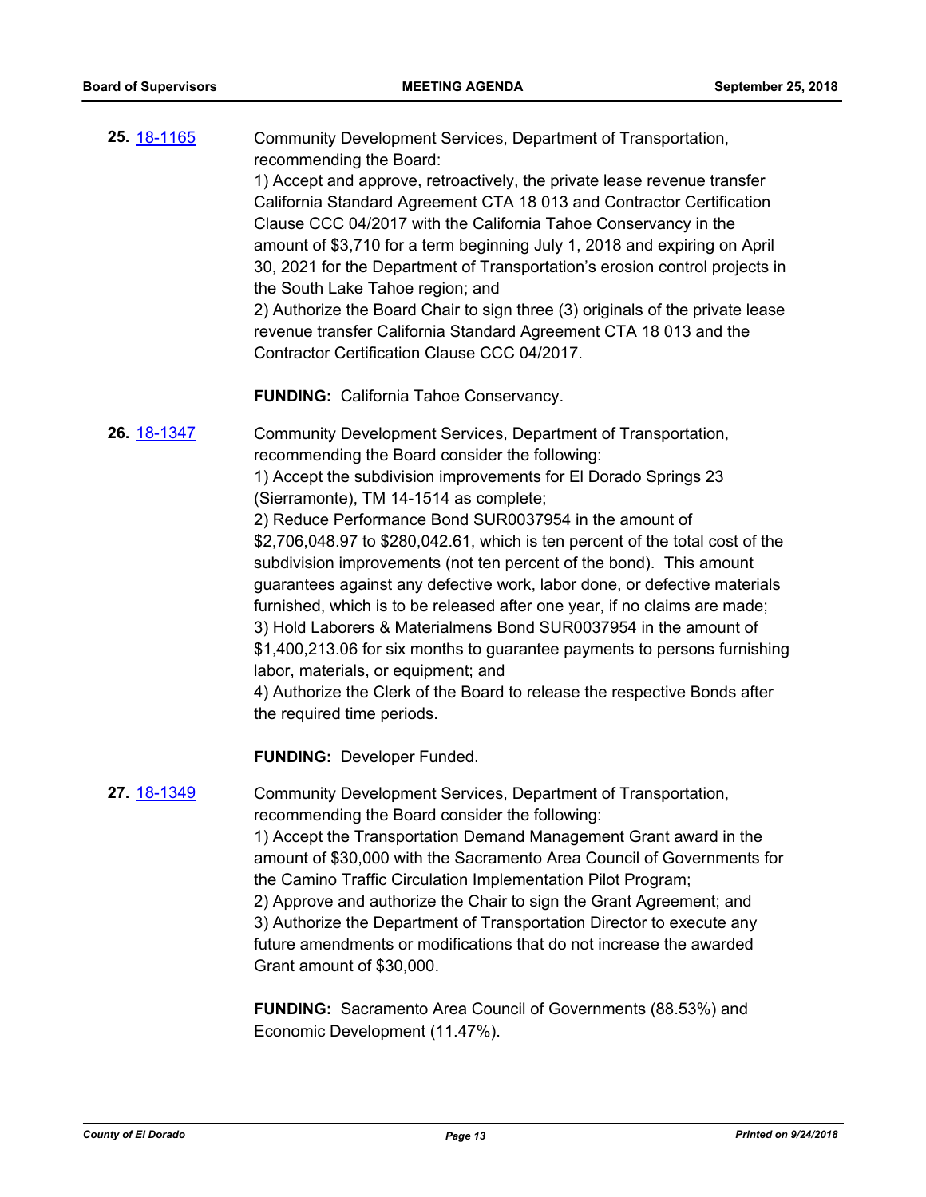**25.** 18-1165

Community Development Services, Department of Transportation, recommending the Board:

1) Accept and approve, retroactively, the private lease revenue transfer California Standard Agreement CTA 18 013 and Contractor Certification Clause CCC 04/2017 with the California Tahoe Conservancy in the amount of $3,710 for a term beginning July 1, 2018 and expiring on April 30, 2021 for the Department of Transportation's erosion control projects in the South Lake Tahoe region; and

2) Authorize the Board Chair to sign three (3) originals of the private lease revenue transfer California Standard Agreement CTA 18 013 and the Contractor Certification Clause CCC 04/2017.

**FUNDING:** California Tahoe Conservancy.

**26.** 18-1347

Community Development Services, Department of Transportation, recommending the Board consider the following:

1) Accept the subdivision improvements for El Dorado Springs 23 (Sierramonte), TM 14-1514 as complete;

2) Reduce Performance Bond SUR0037954 in the amount of $2,706,048.97 to $280,042.61, which is ten percent of the total cost of the subdivision improvements (not ten percent of the bond). This amount guarantees against any defective work, labor done, or defective materials furnished, which is to be released after one year, if no claims are made;

3) Hold Laborers & Materialmens Bond SUR0037954 in the amount of $1,400,213.06 for six months to guarantee payments to persons furnishing labor, materials, or equipment; and

4) Authorize the Clerk of the Board to release the respective Bonds after the required time periods.

**FUNDING:** Developer Funded.

**27.** 18-1349

Community Development Services, Department of Transportation, recommending the Board consider the following:

1) Accept the Transportation Demand Management Grant award in the amount of $30,000 with the Sacramento Area Council of Governments for the Camino Traffic Circulation Implementation Pilot Program;

2) Approve and authorize the Chair to sign the Grant Agreement; and

3) Authorize the Department of Transportation Director to execute any future amendments or modifications that do not increase the awarded Grant amount of $30,000.

**FUNDING:** Sacramento Area Council of Governments (88.53%) and Economic Development (11.47%).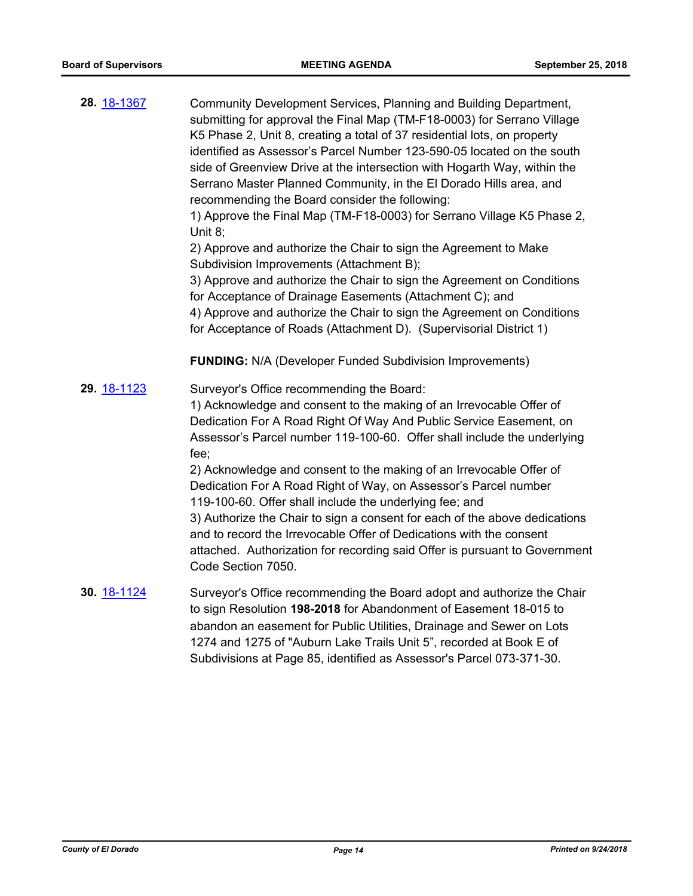**28.** [18-1367](18-1367)

Community Development Services, Planning and Building Department, submitting for approval the Final Map (TM-F18-0003) for Serrano Village K5 Phase 2, Unit 8, creating a total of 37 residential lots, on property identified as Assessor's Parcel Number 123-590-05 located on the south side of Greenview Drive at the intersection with Hogarth Way, within the Serrano Master Planned Community, in the El Dorado Hills area, and recommending the Board consider the following:
1) Approve the Final Map (TM-F18-0003) for Serrano Village K5 Phase 2, Unit 8;
2) Approve and authorize the Chair to sign the Agreement to Make Subdivision Improvements (Attachment B);
3) Approve and authorize the Chair to sign the Agreement on Conditions for Acceptance of Drainage Easements (Attachment C); and
4) Approve and authorize the Chair to sign the Agreement on Conditions for Acceptance of Roads (Attachment D). (Supervisorial District 1)

**FUNDING:** N/A (Developer Funded Subdivision Improvements)

**29.** [18-1123](18-1123)

Surveyor's Office recommending the Board:
1) Acknowledge and consent to the making of an Irrevocable Offer of Dedication For A Road Right Of Way And Public Service Easement, on Assessor's Parcel number 119-100-60. Offer shall include the underlying fee;
2) Acknowledge and consent to the making of an Irrevocable Offer of Dedication For A Road Right of Way, on Assessor's Parcel number 119-100-60. Offer shall include the underlying fee; and
3) Authorize the Chair to sign a consent for each of the above dedications and to record the Irrevocable Offer of Dedications with the consent attached. Authorization for recording said Offer is pursuant to Government Code Section 7050.

**30.** [18-1124](18-1124)

Surveyor's Office recommending the Board adopt and authorize the Chair to sign Resolution **198-2018** for Abandonment of Easement 18-015 to abandon an easement for Public Utilities, Drainage and Sewer on Lots 1274 and 1275 of "Auburn Lake Trails Unit 5", recorded at Book E of Subdivisions at Page 85, identified as Assessor's Parcel 073-371-30.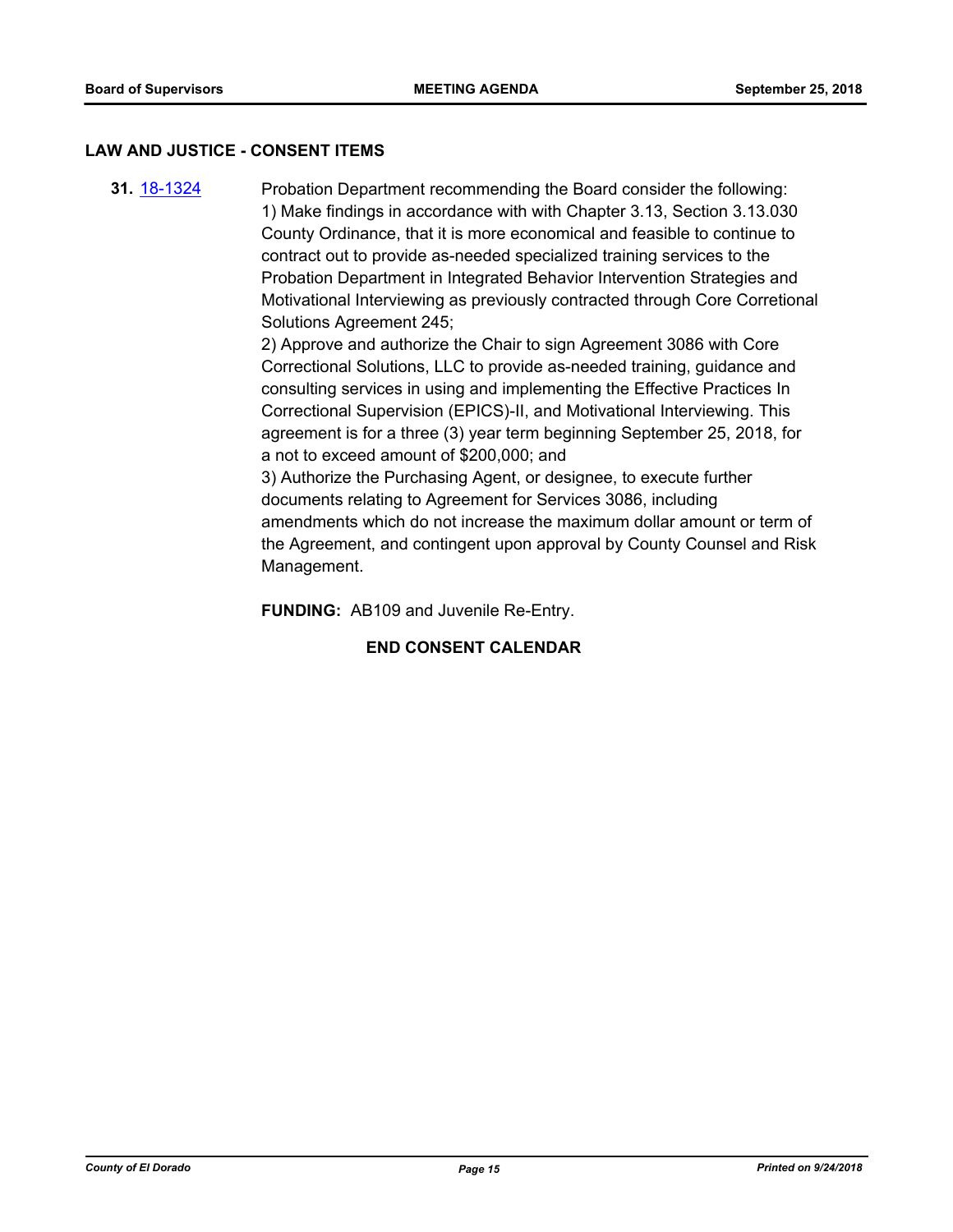## LAW AND JUSTICE - CONSENT ITEMS

**31.** [18-1324](18-1324)

Probation Department recommending the Board consider the following:
1) Make findings in accordance with with Chapter 3.13, Section 3.13.030 County Ordinance, that it is more economical and feasible to continue to contract out to provide as-needed specialized training services to the Probation Department in Integrated Behavior Intervention Strategies and Motivational Interviewing as previously contracted through Core Corretional Solutions Agreement 245;
2) Approve and authorize the Chair to sign Agreement 3086 with Core Correctional Solutions, LLC to provide as-needed training, guidance and consulting services in using and implementing the Effective Practices In Correctional Supervision (EPICS)-II, and Motivational Interviewing. This agreement is for a three (3) year term beginning September 25, 2018, for a not to exceed amount of $200,000; and
3) Authorize the Purchasing Agent, or designee, to execute further documents relating to Agreement for Services 3086, including amendments which do not increase the maximum dollar amount or term of the Agreement, and contingent upon approval by County Counsel and Risk Management.

**FUNDING:** AB109 and Juvenile Re-Entry.

**END CONSENT CALENDAR**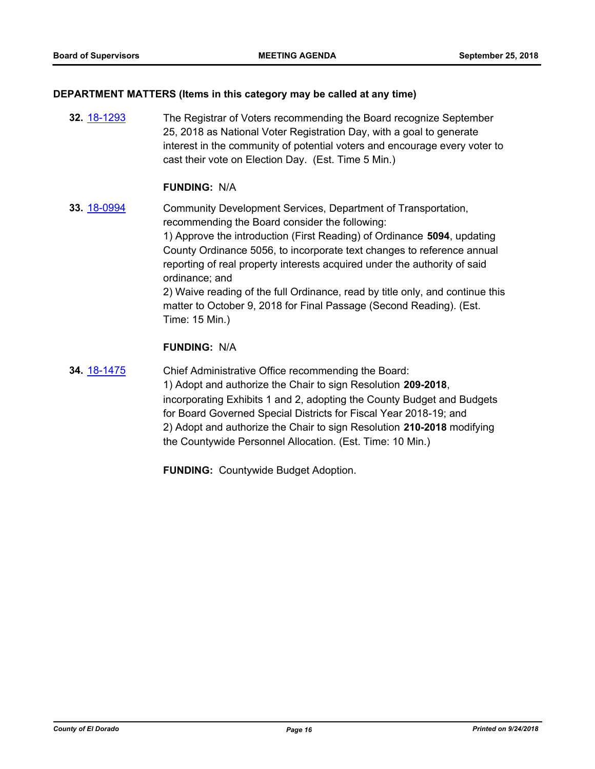## DEPARTMENT MATTERS (Items in this category may be called at any time)

**32.** 18-1293 The Registrar of Voters recommending the Board recognize September 25, 2018 as National Voter Registration Day, with a goal to generate interest in the community of potential voters and encourage every voter to cast their vote on Election Day. (Est. Time 5 Min.)

**FUNDING:** N/A

**33.** 18-0994 Community Development Services, Department of Transportation, recommending the Board consider the following:
1) Approve the introduction (First Reading) of Ordinance **5094**, updating County Ordinance 5056, to incorporate text changes to reference annual reporting of real property interests acquired under the authority of said ordinance; and
2) Waive reading of the full Ordinance, read by title only, and continue this matter to October 9, 2018 for Final Passage (Second Reading). (Est. Time: 15 Min.)

**FUNDING:** N/A

**34.** 18-1475 Chief Administrative Office recommending the Board:
1) Adopt and authorize the Chair to sign Resolution **209-2018**, incorporating Exhibits 1 and 2, adopting the County Budget and Budgets for Board Governed Special Districts for Fiscal Year 2018-19; and
2) Adopt and authorize the Chair to sign Resolution **210-2018** modifying the Countywide Personnel Allocation. (Est. Time: 10 Min.)

**FUNDING:** Countywide Budget Adoption.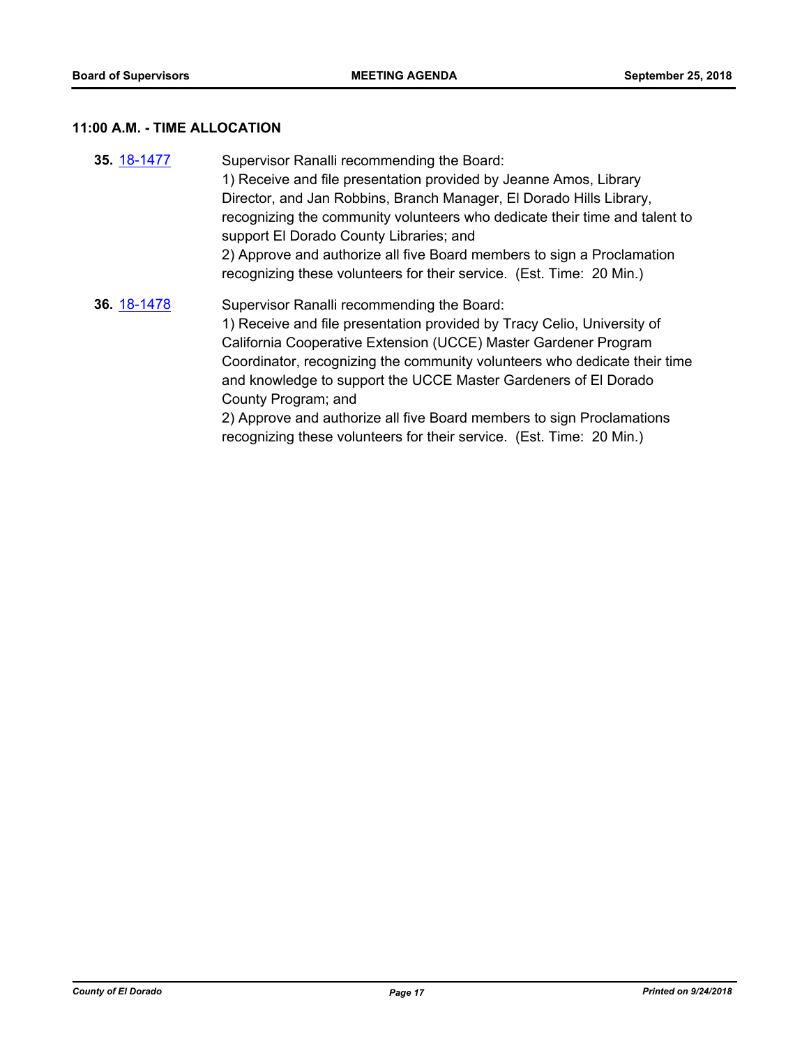## 11:00 A.M. - TIME ALLOCATION

**35.** 18-1477 Supervisor Ranalli recommending the Board:
1) Receive and file presentation provided by Jeanne Amos, Library Director, and Jan Robbins, Branch Manager, El Dorado Hills Library, recognizing the community volunteers who dedicate their time and talent to support El Dorado County Libraries; and
2) Approve and authorize all five Board members to sign a Proclamation recognizing these volunteers for their service. (Est. Time: 20 Min.)

**36.** 18-1478 Supervisor Ranalli recommending the Board:
1) Receive and file presentation provided by Tracy Celio, University of California Cooperative Extension (UCCE) Master Gardener Program Coordinator, recognizing the community volunteers who dedicate their time and knowledge to support the UCCE Master Gardeners of El Dorado County Program; and
2) Approve and authorize all five Board members to sign Proclamations recognizing these volunteers for their service. (Est. Time: 20 Min.)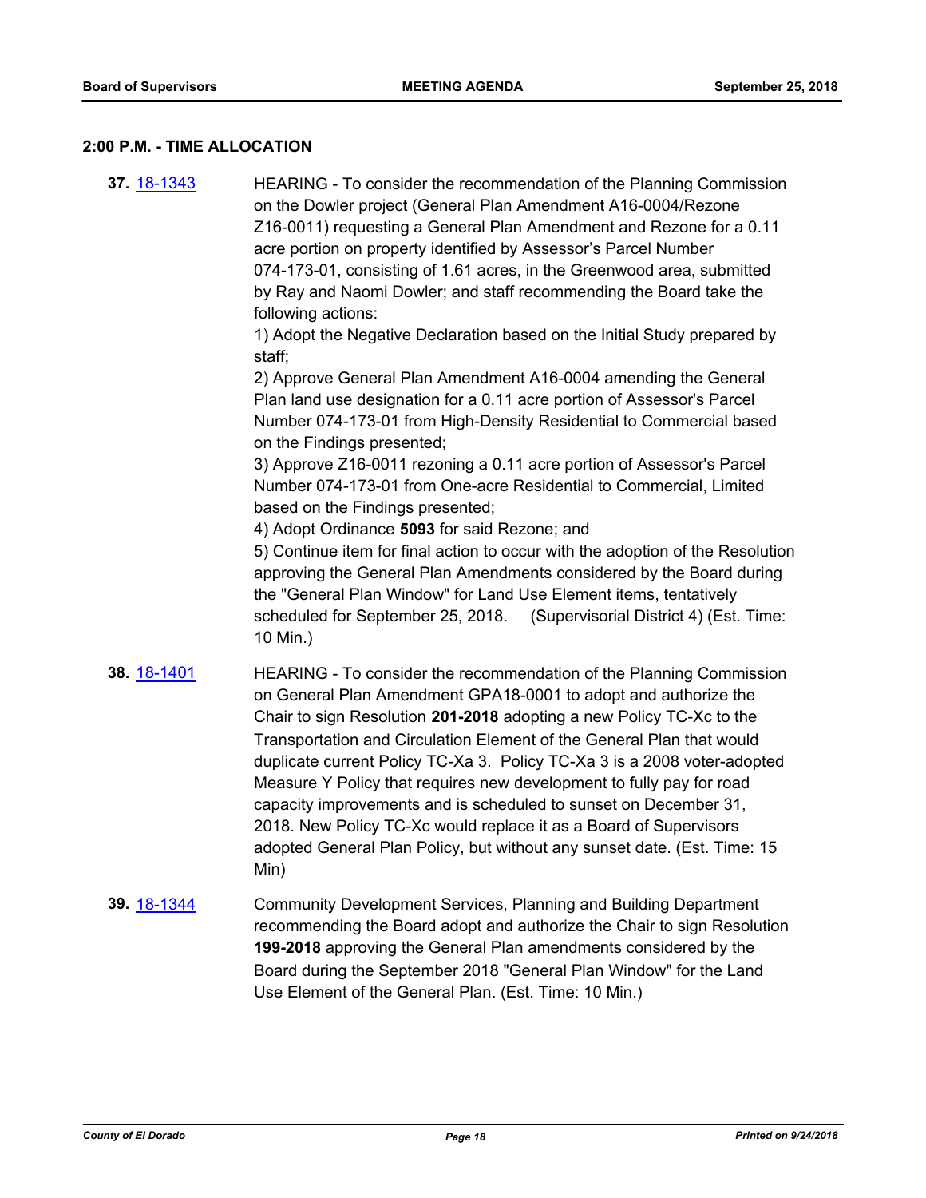## 2:00 P.M. - TIME ALLOCATION

**37.** [18-1343](18-1343) HEARING - To consider the recommendation of the Planning Commission on the Dowler project (General Plan Amendment A16-0004/Rezone Z16-0011) requesting a General Plan Amendment and Rezone for a 0.11 acre portion on property identified by Assessor's Parcel Number 074-173-01, consisting of 1.61 acres, in the Greenwood area, submitted by Ray and Naomi Dowler; and staff recommending the Board take the following actions:
1) Adopt the Negative Declaration based on the Initial Study prepared by staff;
2) Approve General Plan Amendment A16-0004 amending the General Plan land use designation for a 0.11 acre portion of Assessor's Parcel Number 074-173-01 from High-Density Residential to Commercial based on the Findings presented;
3) Approve Z16-0011 rezoning a 0.11 acre portion of Assessor's Parcel Number 074-173-01 from One-acre Residential to Commercial, Limited based on the Findings presented;
4) Adopt Ordinance **5093** for said Rezone; and
5) Continue item for final action to occur with the adoption of the Resolution approving the General Plan Amendments considered by the Board during the "General Plan Window" for Land Use Element items, tentatively scheduled for September 25, 2018. (Supervisorial District 4) (Est. Time: 10 Min.)

**38.** [18-1401](18-1401) HEARING - To consider the recommendation of the Planning Commission on General Plan Amendment GPA18-0001 to adopt and authorize the Chair to sign Resolution **201-2018** adopting a new Policy TC-Xc to the Transportation and Circulation Element of the General Plan that would duplicate current Policy TC-Xa 3. Policy TC-Xa 3 is a 2008 voter-adopted Measure Y Policy that requires new development to fully pay for road capacity improvements and is scheduled to sunset on December 31, 2018. New Policy TC-Xc would replace it as a Board of Supervisors adopted General Plan Policy, but without any sunset date. (Est. Time: 15 Min)

**39.** [18-1344](18-1344) Community Development Services, Planning and Building Department recommending the Board adopt and authorize the Chair to sign Resolution **199-2018** approving the General Plan amendments considered by the Board during the September 2018 "General Plan Window" for the Land Use Element of the General Plan. (Est. Time: 10 Min.)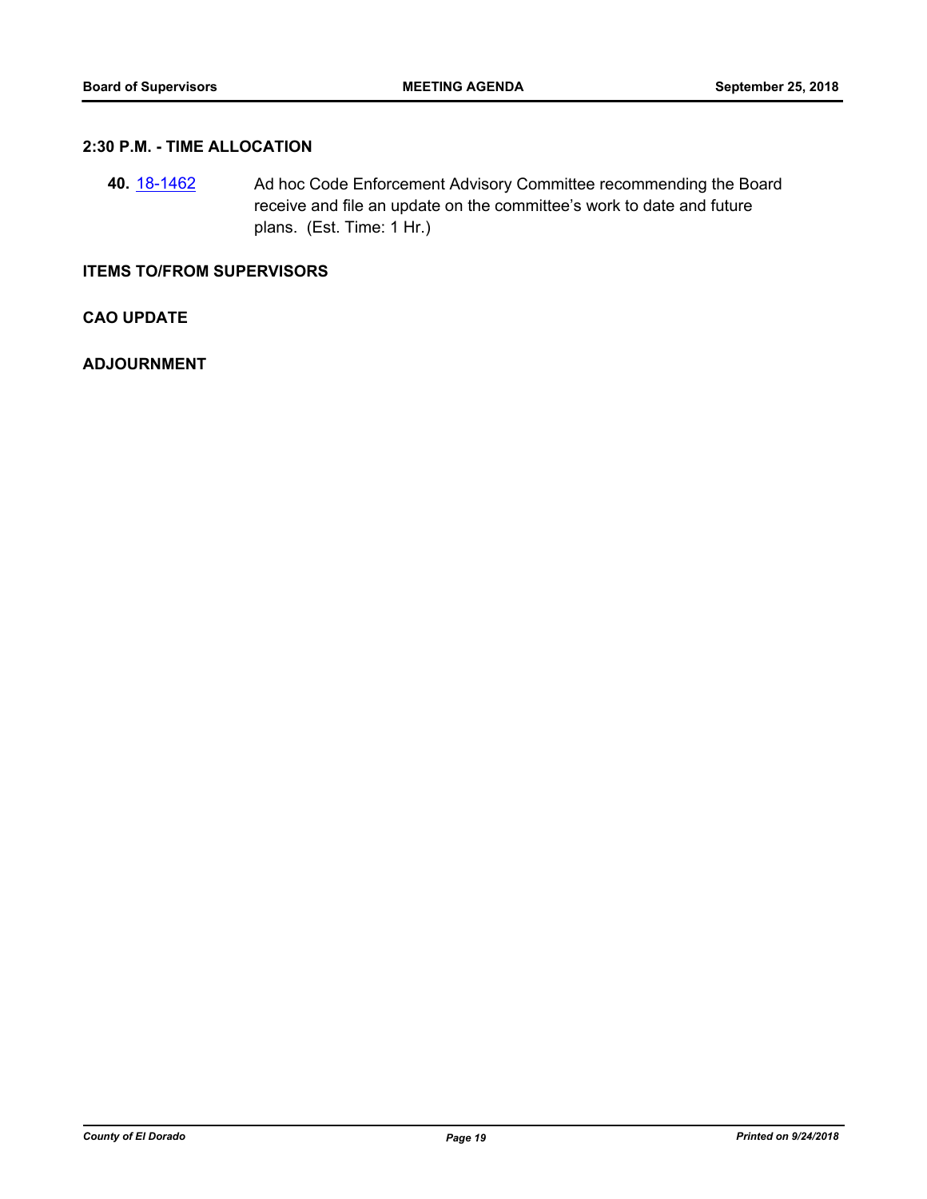**2:30 P.M. - TIME ALLOCATION**

**40.** 18-1462 Ad hoc Code Enforcement Advisory Committee recommending the Board receive and file an update on the committee's work to date and future plans. (Est. Time: 1 Hr.)

**ITEMS TO/FROM SUPERVISORS**

**CAO UPDATE**

**ADJOURNMENT**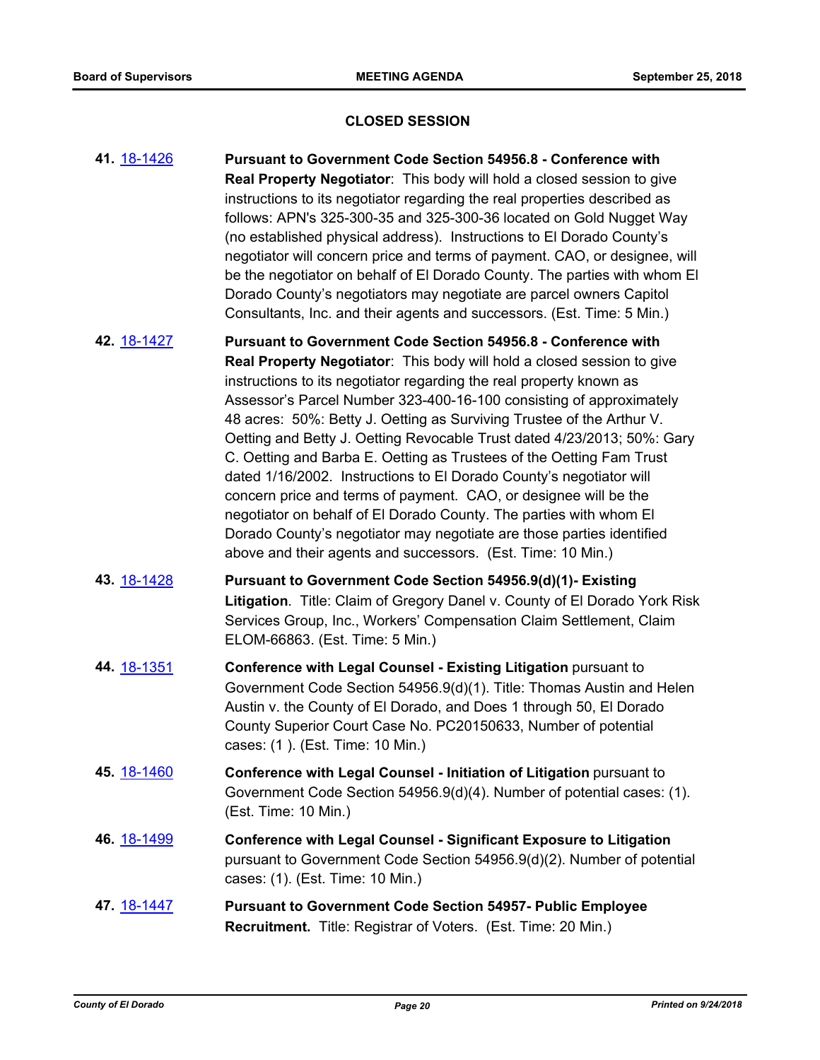## CLOSED SESSION

**41.** 18-1426 **Pursuant to Government Code Section 54956.8 - Conference with Real Property Negotiator**: This body will hold a closed session to give instructions to its negotiator regarding the real properties described as follows: APN's 325-300-35 and 325-300-36 located on Gold Nugget Way (no established physical address). Instructions to El Dorado County's negotiator will concern price and terms of payment. CAO, or designee, will be the negotiator on behalf of El Dorado County. The parties with whom El Dorado County's negotiators may negotiate are parcel owners Capitol Consultants, Inc. and their agents and successors. (Est. Time: 5 Min.)

**42.** 18-1427 **Pursuant to Government Code Section 54956.8 - Conference with Real Property Negotiator**: This body will hold a closed session to give instructions to its negotiator regarding the real property known as Assessor's Parcel Number 323-400-16-100 consisting of approximately 48 acres: 50%: Betty J. Oetting as Surviving Trustee of the Arthur V. Oetting and Betty J. Oetting Revocable Trust dated 4/23/2013; 50%: Gary C. Oetting and Barba E. Oetting as Trustees of the Oetting Fam Trust dated 1/16/2002. Instructions to El Dorado County's negotiator will concern price and terms of payment. CAO, or designee will be the negotiator on behalf of El Dorado County. The parties with whom El Dorado County's negotiator may negotiate are those parties identified above and their agents and successors. (Est. Time: 10 Min.)

**43.** 18-1428 **Pursuant to Government Code Section 54956.9(d)(1)- Existing Litigation**. Title: Claim of Gregory Danel v. County of El Dorado York Risk Services Group, Inc., Workers' Compensation Claim Settlement, Claim ELOM-66863. (Est. Time: 5 Min.)

**44.** 18-1351 **Conference with Legal Counsel - Existing Litigation** pursuant to Government Code Section 54956.9(d)(1). Title: Thomas Austin and Helen Austin v. the County of El Dorado, and Does 1 through 50, El Dorado County Superior Court Case No. PC20150633, Number of potential cases: (1 ). (Est. Time: 10 Min.)

**45.** 18-1460 **Conference with Legal Counsel - Initiation of Litigation** pursuant to Government Code Section 54956.9(d)(4). Number of potential cases: (1). (Est. Time: 10 Min.)

**46.** 18-1499 **Conference with Legal Counsel - Significant Exposure to Litigation** pursuant to Government Code Section 54956.9(d)(2). Number of potential cases: (1). (Est. Time: 10 Min.)

**47.** 18-1447 **Pursuant to Government Code Section 54957- Public Employee Recruitment.** Title: Registrar of Voters. (Est. Time: 20 Min.)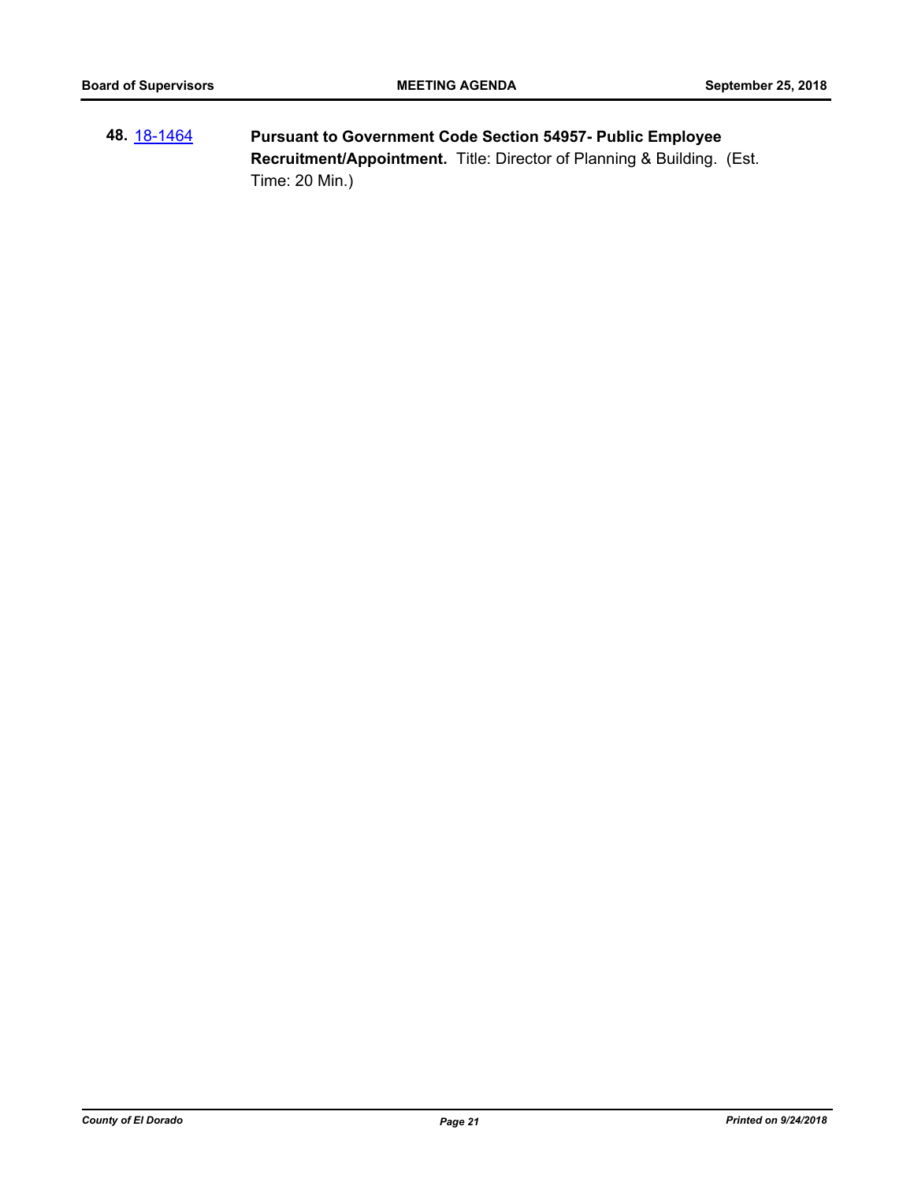**48.** [18-1464](18-1464) **Pursuant to Government Code Section 54957- Public Employee Recruitment/Appointment.** Title: Director of Planning & Building. (Est. Time: 20 Min.)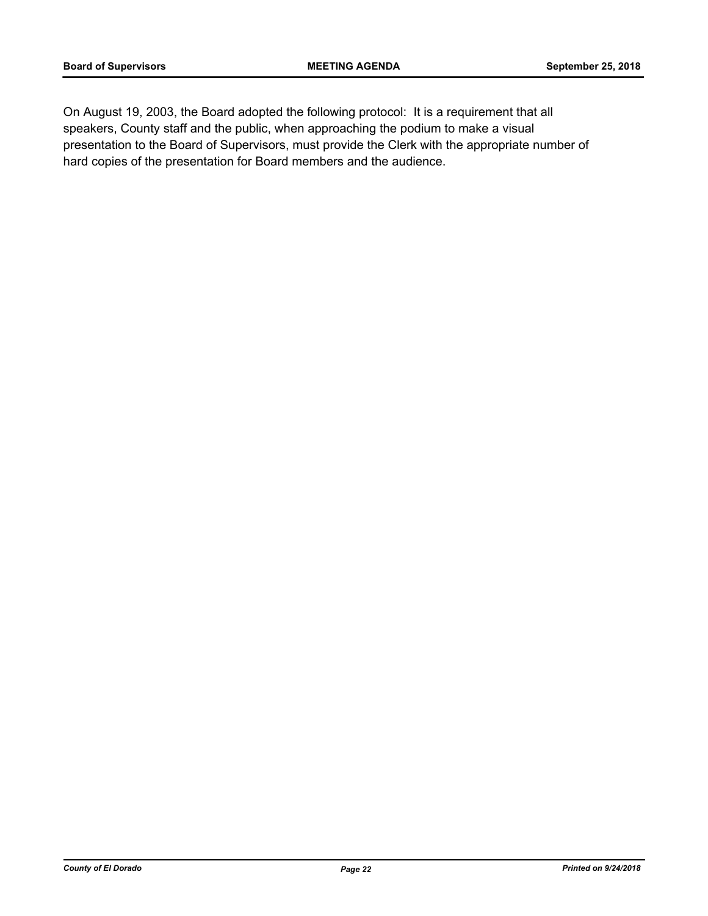On August 19, 2003, the Board adopted the following protocol: It is a requirement that all speakers, County staff and the public, when approaching the podium to make a visual presentation to the Board of Supervisors, must provide the Clerk with the appropriate number of hard copies of the presentation for Board members and the audience.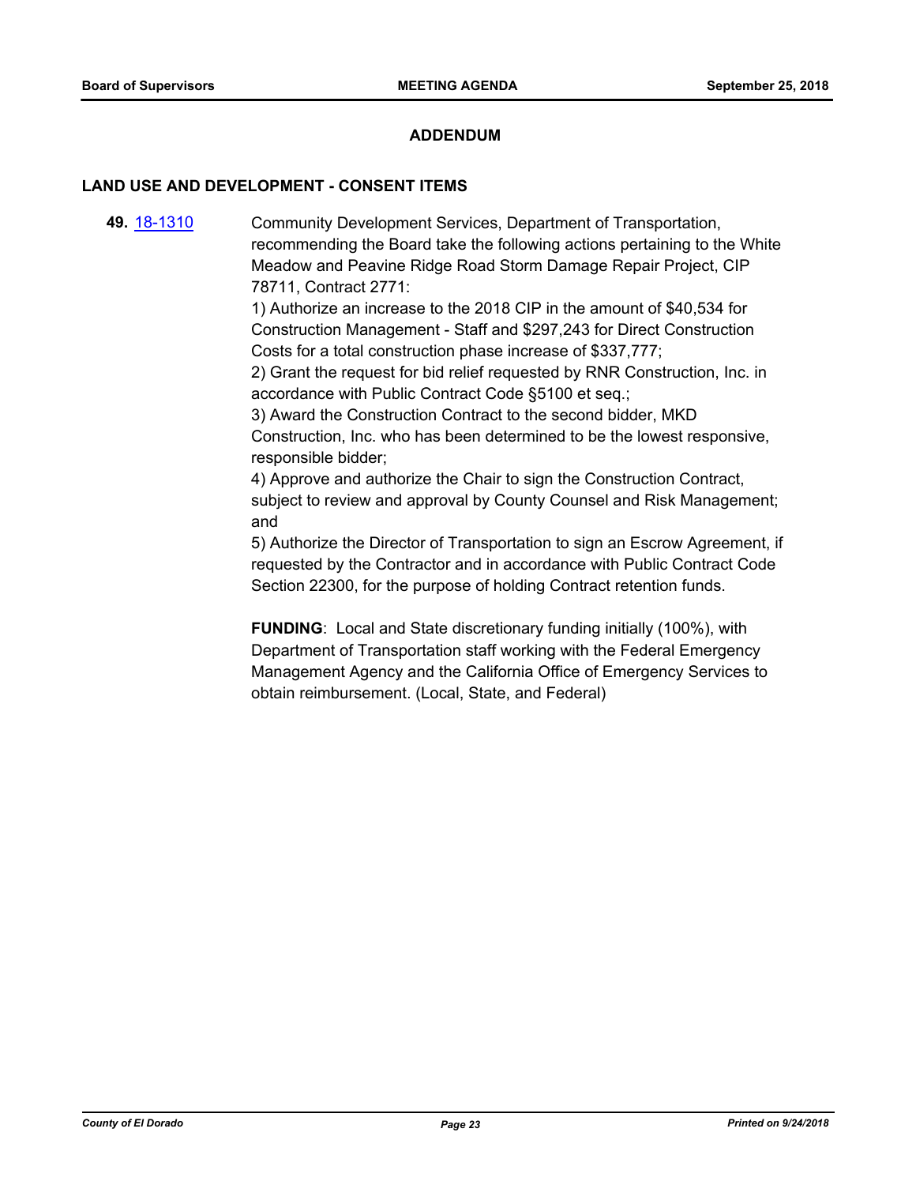## ADDENDUM

### LAND USE AND DEVELOPMENT - CONSENT ITEMS

**49.** [18-1310](18-1310) Community Development Services, Department of Transportation, recommending the Board take the following actions pertaining to the White Meadow and Peavine Ridge Road Storm Damage Repair Project, CIP 78711, Contract 2771:

1) Authorize an increase to the 2018 CIP in the amount of $40,534 for Construction Management - Staff and $297,243 for Direct Construction Costs for a total construction phase increase of $337,777;

2) Grant the request for bid relief requested by RNR Construction, Inc. in accordance with Public Contract Code §5100 et seq.;

3) Award the Construction Contract to the second bidder, MKD Construction, Inc. who has been determined to be the lowest responsive, responsible bidder;

4) Approve and authorize the Chair to sign the Construction Contract, subject to review and approval by County Counsel and Risk Management; and

5) Authorize the Director of Transportation to sign an Escrow Agreement, if requested by the Contractor and in accordance with Public Contract Code Section 22300, for the purpose of holding Contract retention funds.

**FUNDING**: Local and State discretionary funding initially (100%), with Department of Transportation staff working with the Federal Emergency Management Agency and the California Office of Emergency Services to obtain reimbursement. (Local, State, and Federal)